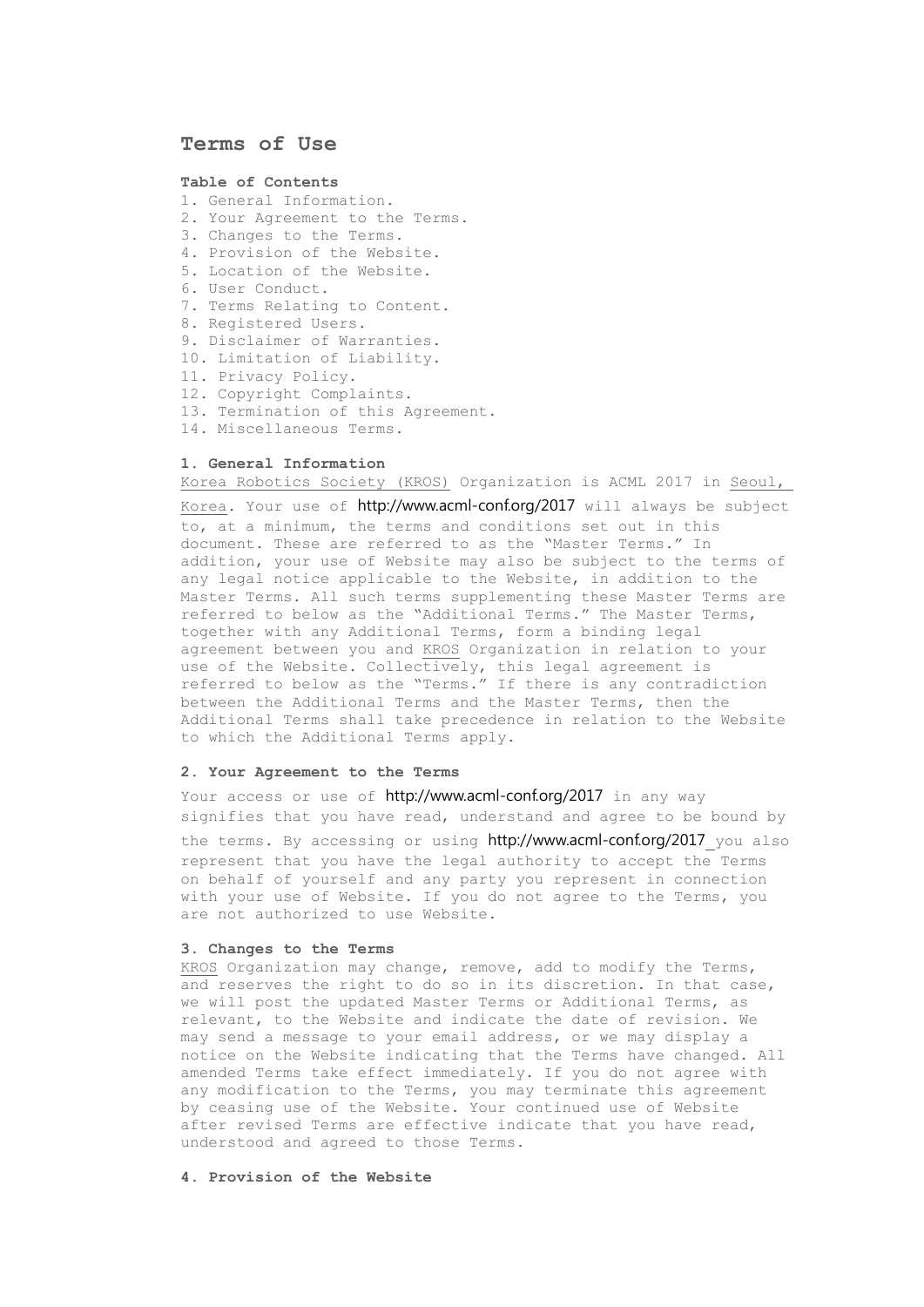# Terms of Use

### Table of Contents

1. General Information.
2. Your Agreement to the Terms.
3. Changes to the Terms.
4. Provision of the Website.
5. Location of the Website.
6. User Conduct.
7. Terms Relating to Content.
8. Registered Users.
9. Disclaimer of Warranties.
10. Limitation of Liability.
11. Privacy Policy.
12. Copyright Complaints.
13. Termination of this Agreement.
14. Miscellaneous Terms.

### 1. General Information

Korea Robotics Society (KROS) Organization is ACML 2017 in Seoul, Korea. Your use of http://www.acml-conf.org/2017 will always be subject to, at a minimum, the terms and conditions set out in this document. These are referred to as the "Master Terms." In addition, your use of Website may also be subject to the terms of any legal notice applicable to the Website, in addition to the Master Terms. All such terms supplementing these Master Terms are referred to below as the "Additional Terms." The Master Terms, together with any Additional Terms, form a binding legal agreement between you and KROS Organization in relation to your use of the Website. Collectively, this legal agreement is referred to below as the "Terms." If there is any contradiction between the Additional Terms and the Master Terms, then the Additional Terms shall take precedence in relation to the Website to which the Additional Terms apply.

### 2. Your Agreement to the Terms

Your access or use of http://www.acml-conf.org/2017 in any way signifies that you have read, understand and agree to be bound by the terms. By accessing or using http://www.acml-conf.org/2017 you also represent that you have the legal authority to accept the Terms on behalf of yourself and any party you represent in connection with your use of Website. If you do not agree to the Terms, you are not authorized to use Website.

### 3. Changes to the Terms

KROS Organization may change, remove, add to modify the Terms, and reserves the right to do so in its discretion. In that case, we will post the updated Master Terms or Additional Terms, as relevant, to the Website and indicate the date of revision. We may send a message to your email address, or we may display a notice on the Website indicating that the Terms have changed. All amended Terms take effect immediately. If you do not agree with any modification to the Terms, you may terminate this agreement by ceasing use of the Website. Your continued use of Website after revised Terms are effective indicate that you have read, understood and agreed to those Terms.

### 4. Provision of the Website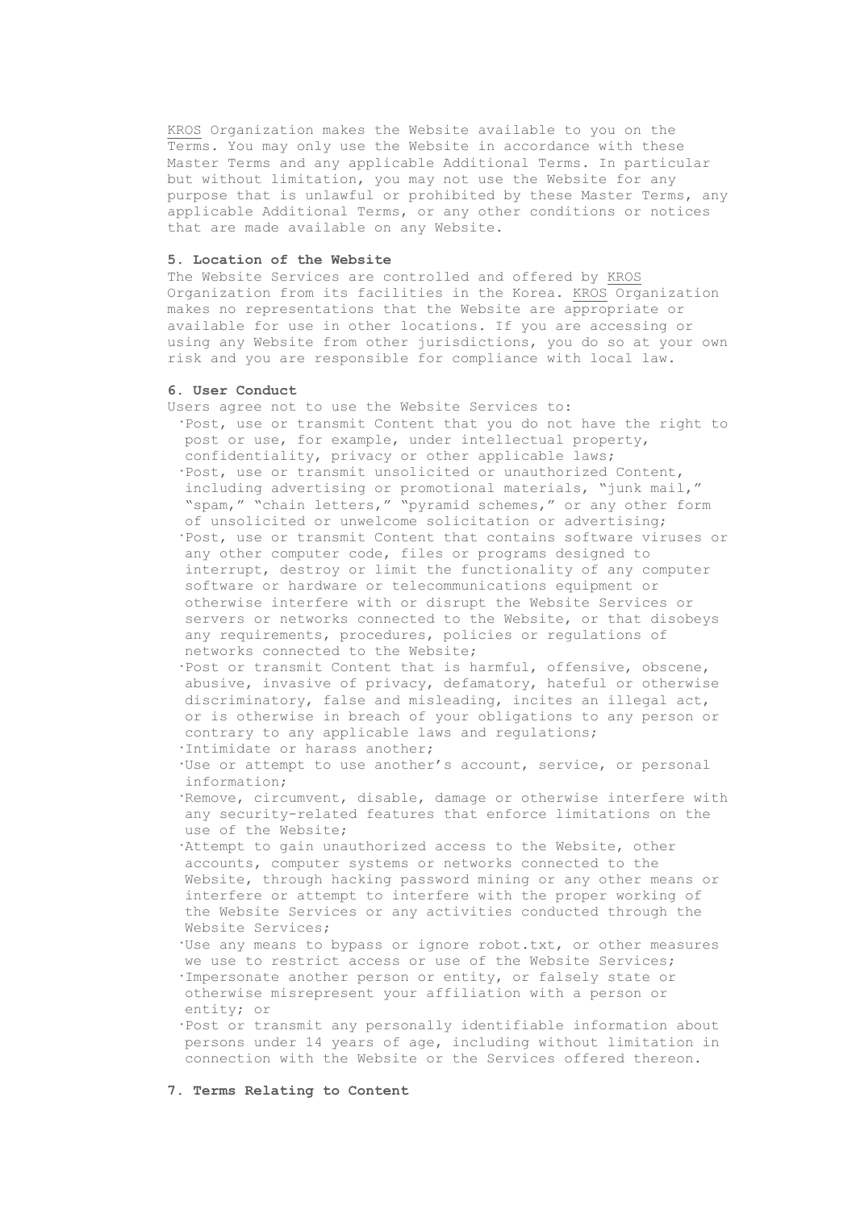KROS Organization makes the Website available to you on the Terms. You may only use the Website in accordance with these Master Terms and any applicable Additional Terms. In particular but without limitation, you may not use the Website for any purpose that is unlawful or prohibited by these Master Terms, any applicable Additional Terms, or any other conditions or notices that are made available on any Website.

**5. Location of the Website**

The Website Services are controlled and offered by KROS Organization from its facilities in the Korea. KROS Organization makes no representations that the Website are appropriate or available for use in other locations. If you are accessing or using any Website from other jurisdictions, you do so at your own risk and you are responsible for compliance with local law.

**6. User Conduct**

Users agree not to use the Website Services to:

- Post, use or transmit Content that you do not have the right to post or use, for example, under intellectual property, confidentiality, privacy or other applicable laws;
- Post, use or transmit unsolicited or unauthorized Content, including advertising or promotional materials, "junk mail," "spam," "chain letters," "pyramid schemes," or any other form of unsolicited or unwelcome solicitation or advertising;
- Post, use or transmit Content that contains software viruses or any other computer code, files or programs designed to interrupt, destroy or limit the functionality of any computer software or hardware or telecommunications equipment or otherwise interfere with or disrupt the Website Services or servers or networks connected to the Website, or that disobeys any requirements, procedures, policies or regulations of networks connected to the Website;
- Post or transmit Content that is harmful, offensive, obscene, abusive, invasive of privacy, defamatory, hateful or otherwise discriminatory, false and misleading, incites an illegal act, or is otherwise in breach of your obligations to any person or contrary to any applicable laws and regulations;
- Intimidate or harass another;
- Use or attempt to use another's account, service, or personal information;
- Remove, circumvent, disable, damage or otherwise interfere with any security-related features that enforce limitations on the use of the Website;
- Attempt to gain unauthorized access to the Website, other accounts, computer systems or networks connected to the Website, through hacking password mining or any other means or interfere or attempt to interfere with the proper working of the Website Services or any activities conducted through the Website Services;
- Use any means to bypass or ignore robot.txt, or other measures we use to restrict access or use of the Website Services;
- Impersonate another person or entity, or falsely state or otherwise misrepresent your affiliation with a person or entity; or
- Post or transmit any personally identifiable information about persons under 14 years of age, including without limitation in connection with the Website or the Services offered thereon.

**7. Terms Relating to Content**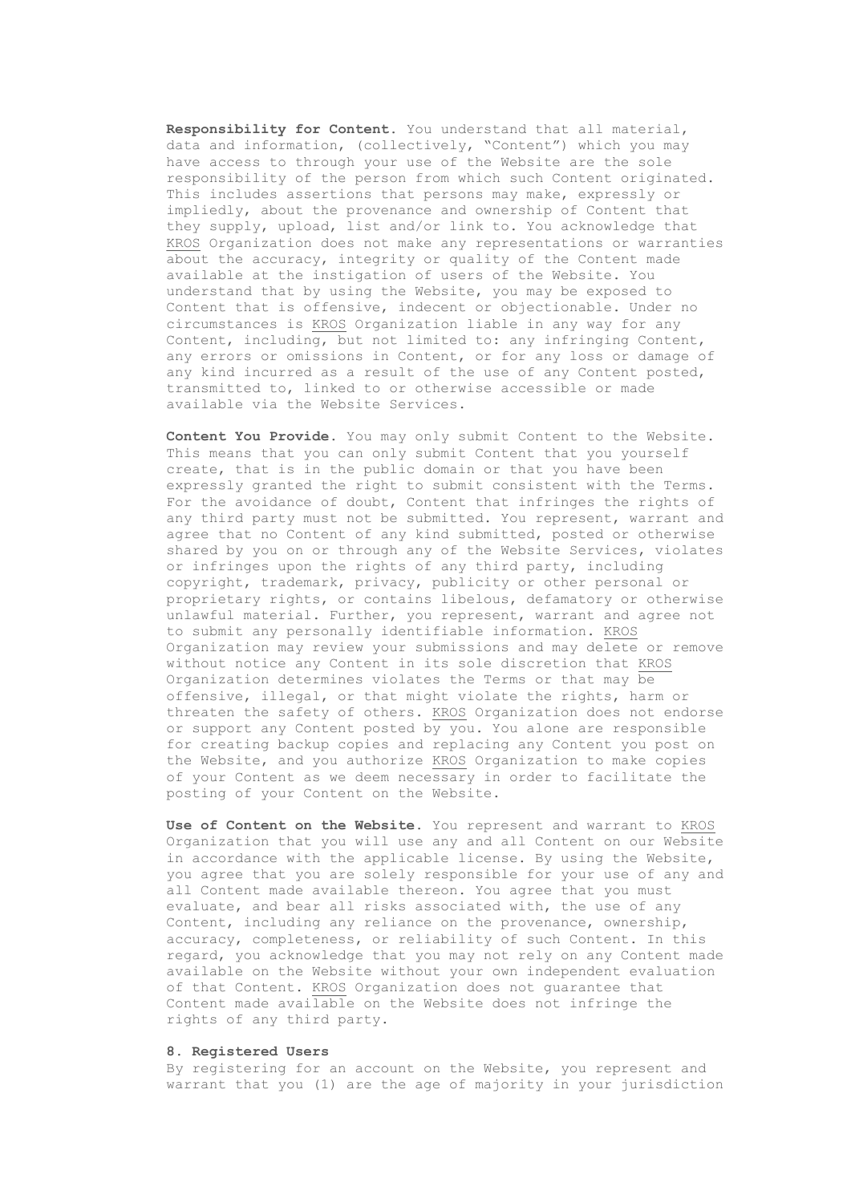**Responsibility for Content.** You understand that all material, data and information, (collectively, "Content") which you may have access to through your use of the Website are the sole responsibility of the person from which such Content originated. This includes assertions that persons may make, expressly or impliedly, about the provenance and ownership of Content that they supply, upload, list and/or link to. You acknowledge that KROS Organization does not make any representations or warranties about the accuracy, integrity or quality of the Content made available at the instigation of users of the Website. You understand that by using the Website, you may be exposed to Content that is offensive, indecent or objectionable. Under no circumstances is KROS Organization liable in any way for any Content, including, but not limited to: any infringing Content, any errors or omissions in Content, or for any loss or damage of any kind incurred as a result of the use of any Content posted, transmitted to, linked to or otherwise accessible or made available via the Website Services.

**Content You Provide.** You may only submit Content to the Website. This means that you can only submit Content that you yourself create, that is in the public domain or that you have been expressly granted the right to submit consistent with the Terms. For the avoidance of doubt, Content that infringes the rights of any third party must not be submitted. You represent, warrant and agree that no Content of any kind submitted, posted or otherwise shared by you on or through any of the Website Services, violates or infringes upon the rights of any third party, including copyright, trademark, privacy, publicity or other personal or proprietary rights, or contains libelous, defamatory or otherwise unlawful material. Further, you represent, warrant and agree not to submit any personally identifiable information. KROS Organization may review your submissions and may delete or remove without notice any Content in its sole discretion that KROS Organization determines violates the Terms or that may be offensive, illegal, or that might violate the rights, harm or threaten the safety of others. KROS Organization does not endorse or support any Content posted by you. You alone are responsible for creating backup copies and replacing any Content you post on the Website, and you authorize KROS Organization to make copies of your Content as we deem necessary in order to facilitate the posting of your Content on the Website.

**Use of Content on the Website.** You represent and warrant to KROS Organization that you will use any and all Content on our Website in accordance with the applicable license. By using the Website, you agree that you are solely responsible for your use of any and all Content made available thereon. You agree that you must evaluate, and bear all risks associated with, the use of any Content, including any reliance on the provenance, ownership, accuracy, completeness, or reliability of such Content. In this regard, you acknowledge that you may not rely on any Content made available on the Website without your own independent evaluation of that Content. KROS Organization does not guarantee that Content made available on the Website does not infringe the rights of any third party.

**8. Registered Users**

By registering for an account on the Website, you represent and warrant that you (1) are the age of majority in your jurisdiction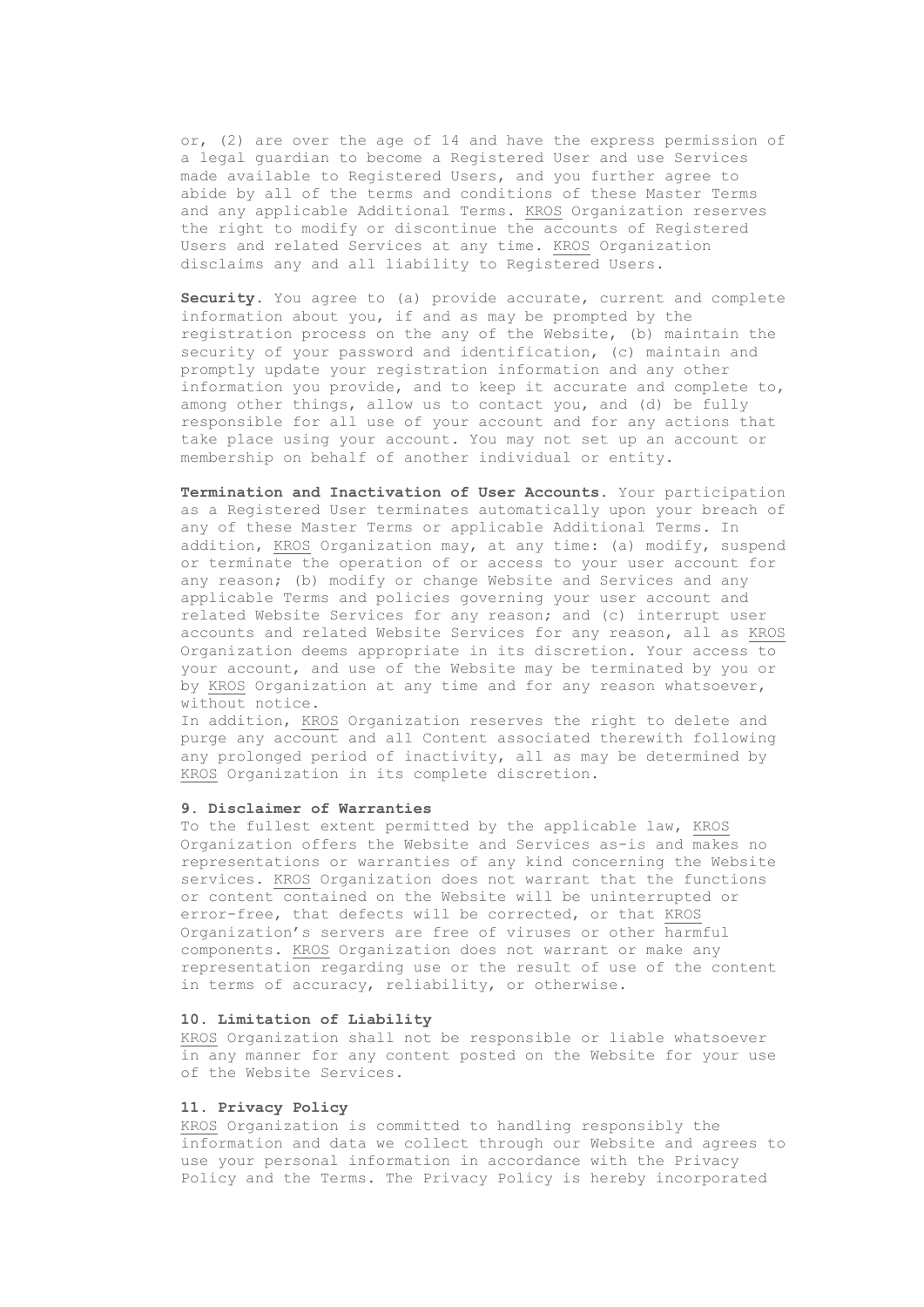or, (2) are over the age of 14 and have the express permission of a legal guardian to become a Registered User and use Services made available to Registered Users, and you further agree to abide by all of the terms and conditions of these Master Terms and any applicable Additional Terms. KROS Organization reserves the right to modify or discontinue the accounts of Registered Users and related Services at any time. KROS Organization disclaims any and all liability to Registered Users.

**Security.** You agree to (a) provide accurate, current and complete information about you, if and as may be prompted by the registration process on the any of the Website, (b) maintain the security of your password and identification, (c) maintain and promptly update your registration information and any other information you provide, and to keep it accurate and complete to, among other things, allow us to contact you, and (d) be fully responsible for all use of your account and for any actions that take place using your account. You may not set up an account or membership on behalf of another individual or entity.

**Termination and Inactivation of User Accounts.** Your participation as a Registered User terminates automatically upon your breach of any of these Master Terms or applicable Additional Terms. In addition, KROS Organization may, at any time: (a) modify, suspend or terminate the operation of or access to your user account for any reason; (b) modify or change Website and Services and any applicable Terms and policies governing your user account and related Website Services for any reason; and (c) interrupt user accounts and related Website Services for any reason, all as KROS Organization deems appropriate in its discretion. Your access to your account, and use of the Website may be terminated by you or by KROS Organization at any time and for any reason whatsoever, without notice.
In addition, KROS Organization reserves the right to delete and purge any account and all Content associated therewith following any prolonged period of inactivity, all as may be determined by KROS Organization in its complete discretion.

### 9. Disclaimer of Warranties

To the fullest extent permitted by the applicable law, KROS Organization offers the Website and Services as-is and makes no representations or warranties of any kind concerning the Website services. KROS Organization does not warrant that the functions or content contained on the Website will be uninterrupted or error-free, that defects will be corrected, or that KROS Organization's servers are free of viruses or other harmful components. KROS Organization does not warrant or make any representation regarding use or the result of use of the content in terms of accuracy, reliability, or otherwise.

### 10. Limitation of Liability

KROS Organization shall not be responsible or liable whatsoever in any manner for any content posted on the Website for your use of the Website Services.

### 11. Privacy Policy

KROS Organization is committed to handling responsibly the information and data we collect through our Website and agrees to use your personal information in accordance with the Privacy Policy and the Terms. The Privacy Policy is hereby incorporated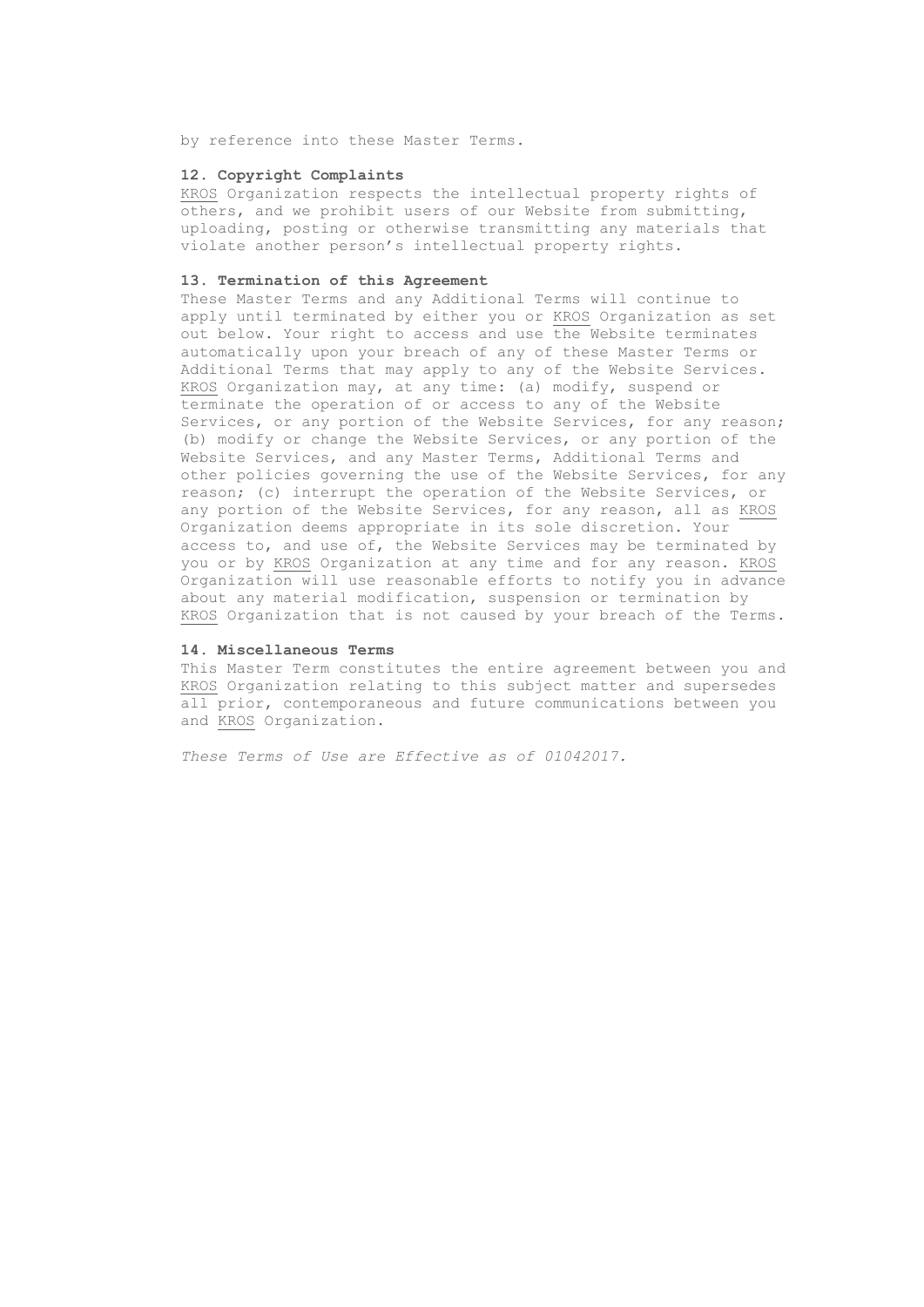by reference into these Master Terms.

**12. Copyright Complaints**

KROS Organization respects the intellectual property rights of others, and we prohibit users of our Website from submitting, uploading, posting or otherwise transmitting any materials that violate another person's intellectual property rights.

**13. Termination of this Agreement**

These Master Terms and any Additional Terms will continue to apply until terminated by either you or KROS Organization as set out below. Your right to access and use the Website terminates automatically upon your breach of any of these Master Terms or Additional Terms that may apply to any of the Website Services. KROS Organization may, at any time: (a) modify, suspend or terminate the operation of or access to any of the Website Services, or any portion of the Website Services, for any reason; (b) modify or change the Website Services, or any portion of the Website Services, and any Master Terms, Additional Terms and other policies governing the use of the Website Services, for any reason; (c) interrupt the operation of the Website Services, or any portion of the Website Services, for any reason, all as KROS Organization deems appropriate in its sole discretion. Your access to, and use of, the Website Services may be terminated by you or by KROS Organization at any time and for any reason. KROS Organization will use reasonable efforts to notify you in advance about any material modification, suspension or termination by KROS Organization that is not caused by your breach of the Terms.

**14. Miscellaneous Terms**

This Master Term constitutes the entire agreement between you and KROS Organization relating to this subject matter and supersedes all prior, contemporaneous and future communications between you and KROS Organization.

*These Terms of Use are Effective as of 01042017.*